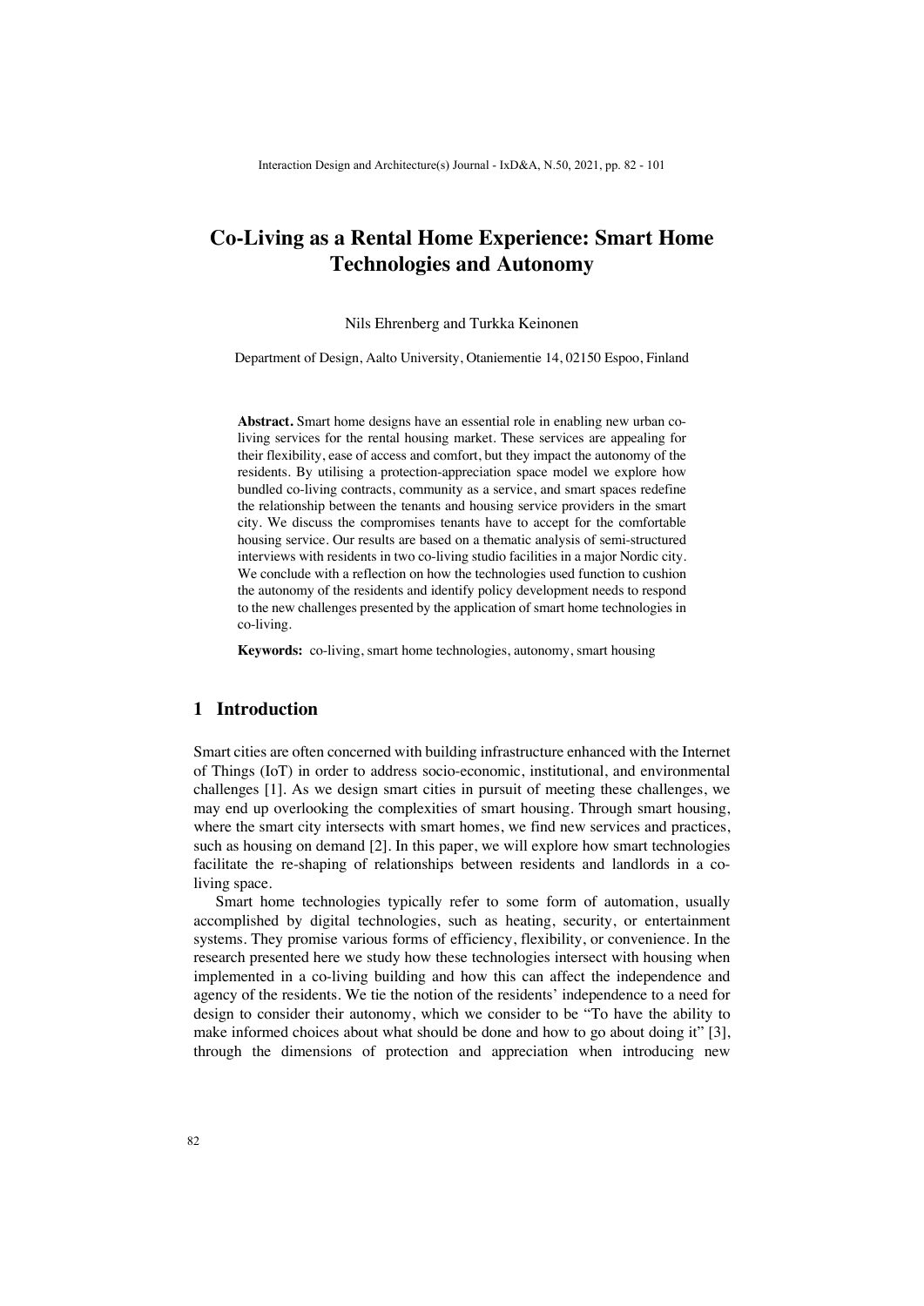# Co-Living as a Rental Home Experience: Smart Home Technologies and Autonomy

Nils Ehrenberg and Turkka Keinonen

Department of Design, Aalto University, Otaniementie 14, 02150 Espoo, Finland

**Abstract.** Smart home designs have an essential role in enabling new urban co-living services for the rental housing market. These services are appealing for their flexibility, ease of access and comfort, but they impact the autonomy of the residents. By utilising a protection-appreciation space model we explore how bundled co-living contracts, community as a service, and smart spaces redefine the relationship between the tenants and housing service providers in the smart city. We discuss the compromises tenants have to accept for the comfortable housing service. Our results are based on a thematic analysis of semi-structured interviews with residents in two co-living studio facilities in a major Nordic city. We conclude with a reflection on how the technologies used function to cushion the autonomy of the residents and identify policy development needs to respond to the new challenges presented by the application of smart home technologies in co-living.

**Keywords:** co-living, smart home technologies, autonomy, smart housing

## 1 Introduction

Smart cities are often concerned with building infrastructure enhanced with the Internet of Things (IoT) in order to address socio-economic, institutional, and environmental challenges [1]. As we design smart cities in pursuit of meeting these challenges, we may end up overlooking the complexities of smart housing. Through smart housing, where the smart city intersects with smart homes, we find new services and practices, such as housing on demand [2]. In this paper, we will explore how smart technologies facilitate the re-shaping of relationships between residents and landlords in a co-living space.

Smart home technologies typically refer to some form of automation, usually accomplished by digital technologies, such as heating, security, or entertainment systems. They promise various forms of efficiency, flexibility, or convenience. In the research presented here we study how these technologies intersect with housing when implemented in a co-living building and how this can affect the independence and agency of the residents. We tie the notion of the residents' independence to a need for design to consider their autonomy, which we consider to be "To have the ability to make informed choices about what should be done and how to go about doing it" [3], through the dimensions of protection and appreciation when introducing new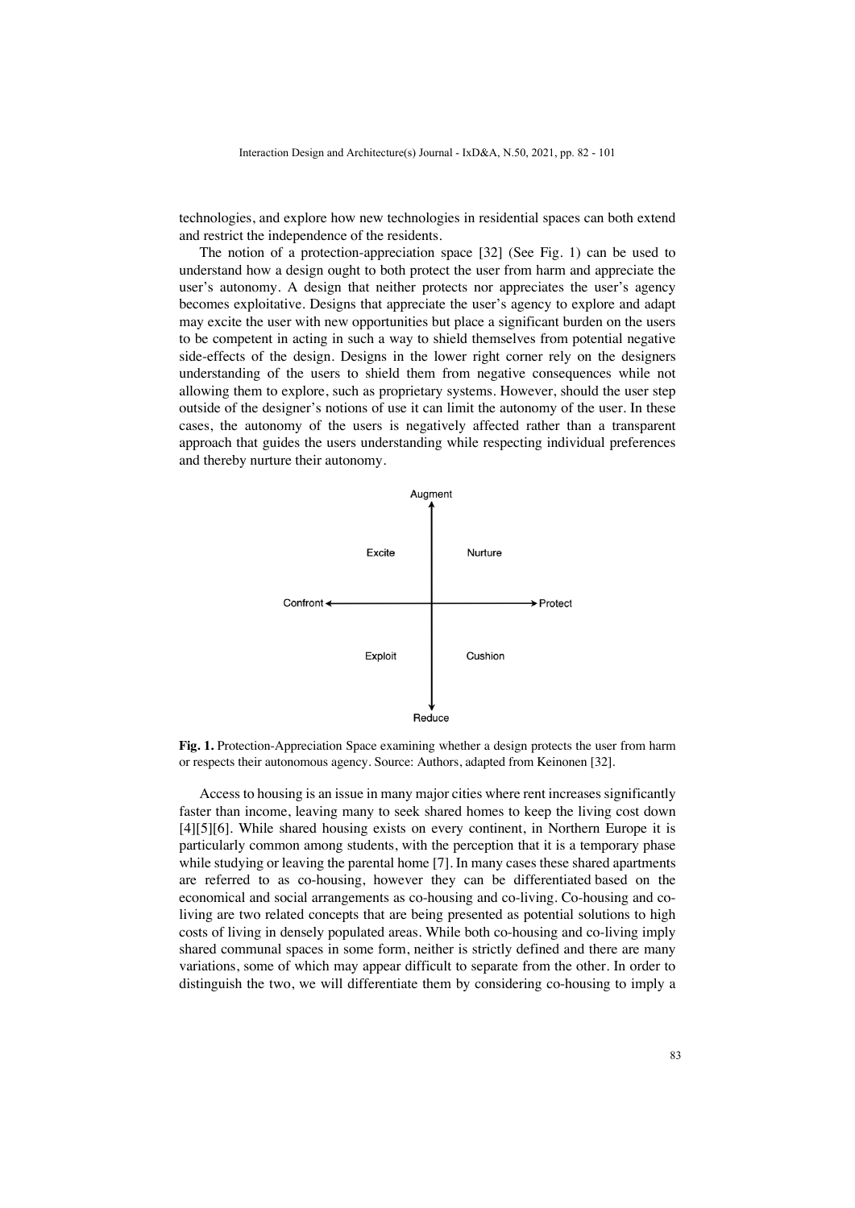technologies, and explore how new technologies in residential spaces can both extend and restrict the independence of the residents.

The notion of a protection-appreciation space [32] (See Fig. 1) can be used to understand how a design ought to both protect the user from harm and appreciate the user's autonomy. A design that neither protects nor appreciates the user's agency becomes exploitative. Designs that appreciate the user's agency to explore and adapt may excite the user with new opportunities but place a significant burden on the users to be competent in acting in such a way to shield themselves from potential negative side-effects of the design. Designs in the lower right corner rely on the designers understanding of the users to shield them from negative consequences while not allowing them to explore, such as proprietary systems. However, should the user step outside of the designer's notions of use it can limit the autonomy of the user. In these cases, the autonomy of the users is negatively affected rather than a transparent approach that guides the users understanding while respecting individual preferences and thereby nurture their autonomy.

Augment

Excite | Nurture

Confront ← → Protect

Exploit | Cushion

Reduce

**Fig. 1.** Protection-Appreciation Space examining whether a design protects the user from harm or respects their autonomous agency. Source: Authors, adapted from Keinonen [32].

Access to housing is an issue in many major cities where rent increases significantly faster than income, leaving many to seek shared homes to keep the living cost down [4][5][6]. While shared housing exists on every continent, in Northern Europe it is particularly common among students, with the perception that it is a temporary phase while studying or leaving the parental home [7]. In many cases these shared apartments are referred to as co-housing, however they can be differentiated based on the economical and social arrangements as co-housing and co-living. Co-housing and co-living are two related concepts that are being presented as potential solutions to high costs of living in densely populated areas. While both co-housing and co-living imply shared communal spaces in some form, neither is strictly defined and there are many variations, some of which may appear difficult to separate from the other. In order to distinguish the two, we will differentiate them by considering co-housing to imply a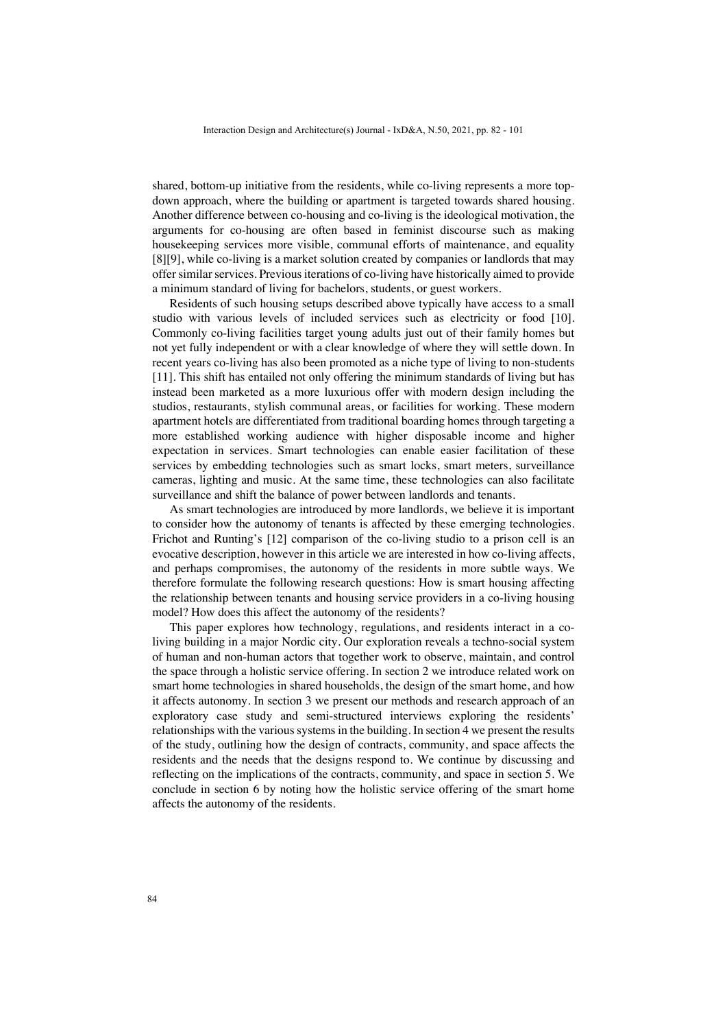shared, bottom-up initiative from the residents, while co-living represents a more top-down approach, where the building or apartment is targeted towards shared housing. Another difference between co-housing and co-living is the ideological motivation, the arguments for co-housing are often based in feminist discourse such as making housekeeping services more visible, communal efforts of maintenance, and equality [8][9], while co-living is a market solution created by companies or landlords that may offer similar services. Previous iterations of co-living have historically aimed to provide a minimum standard of living for bachelors, students, or guest workers.

Residents of such housing setups described above typically have access to a small studio with various levels of included services such as electricity or food [10]. Commonly co-living facilities target young adults just out of their family homes but not yet fully independent or with a clear knowledge of where they will settle down. In recent years co-living has also been promoted as a niche type of living to non-students [11]. This shift has entailed not only offering the minimum standards of living but has instead been marketed as a more luxurious offer with modern design including the studios, restaurants, stylish communal areas, or facilities for working. These modern apartment hotels are differentiated from traditional boarding homes through targeting a more established working audience with higher disposable income and higher expectation in services. Smart technologies can enable easier facilitation of these services by embedding technologies such as smart locks, smart meters, surveillance cameras, lighting and music. At the same time, these technologies can also facilitate surveillance and shift the balance of power between landlords and tenants.

As smart technologies are introduced by more landlords, we believe it is important to consider how the autonomy of tenants is affected by these emerging technologies. Frichot and Runting's [12] comparison of the co-living studio to a prison cell is an evocative description, however in this article we are interested in how co-living affects, and perhaps compromises, the autonomy of the residents in more subtle ways. We therefore formulate the following research questions: How is smart housing affecting the relationship between tenants and housing service providers in a co-living housing model? How does this affect the autonomy of the residents?

This paper explores how technology, regulations, and residents interact in a co-living building in a major Nordic city. Our exploration reveals a techno-social system of human and non-human actors that together work to observe, maintain, and control the space through a holistic service offering. In section 2 we introduce related work on smart home technologies in shared households, the design of the smart home, and how it affects autonomy. In section 3 we present our methods and research approach of an exploratory case study and semi-structured interviews exploring the residents' relationships with the various systems in the building. In section 4 we present the results of the study, outlining how the design of contracts, community, and space affects the residents and the needs that the designs respond to. We continue by discussing and reflecting on the implications of the contracts, community, and space in section 5. We conclude in section 6 by noting how the holistic service offering of the smart home affects the autonomy of the residents.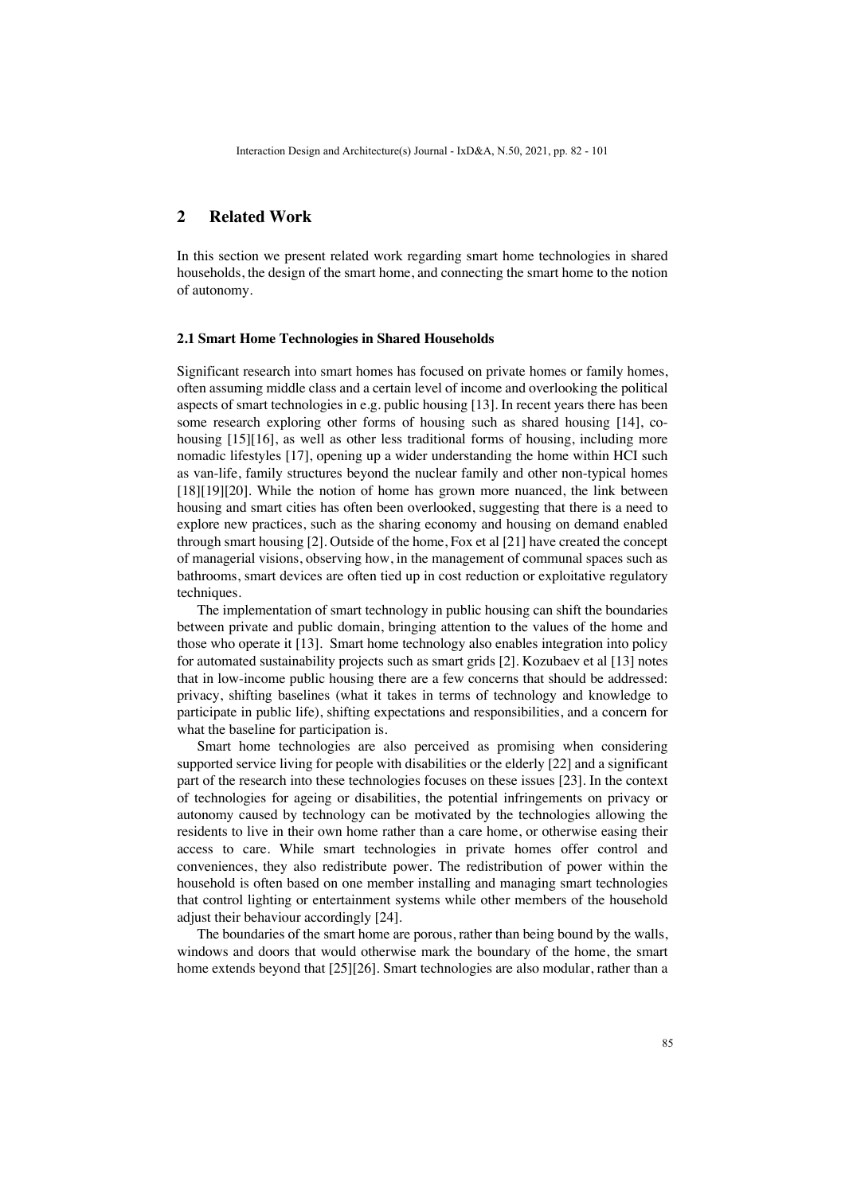## 2 Related Work

In this section we present related work regarding smart home technologies in shared households, the design of the smart home, and connecting the smart home to the notion of autonomy.

### 2.1 Smart Home Technologies in Shared Households

Significant research into smart homes has focused on private homes or family homes, often assuming middle class and a certain level of income and overlooking the political aspects of smart technologies in e.g. public housing [13]. In recent years there has been some research exploring other forms of housing such as shared housing [14], co-housing [15][16], as well as other less traditional forms of housing, including more nomadic lifestyles [17], opening up a wider understanding the home within HCI such as van-life, family structures beyond the nuclear family and other non-typical homes [18][19][20]. While the notion of home has grown more nuanced, the link between housing and smart cities has often been overlooked, suggesting that there is a need to explore new practices, such as the sharing economy and housing on demand enabled through smart housing [2]. Outside of the home, Fox et al [21] have created the concept of managerial visions, observing how, in the management of communal spaces such as bathrooms, smart devices are often tied up in cost reduction or exploitative regulatory techniques.

The implementation of smart technology in public housing can shift the boundaries between private and public domain, bringing attention to the values of the home and those who operate it [13]. Smart home technology also enables integration into policy for automated sustainability projects such as smart grids [2]. Kozubaev et al [13] notes that in low-income public housing there are a few concerns that should be addressed: privacy, shifting baselines (what it takes in terms of technology and knowledge to participate in public life), shifting expectations and responsibilities, and a concern for what the baseline for participation is.

Smart home technologies are also perceived as promising when considering supported service living for people with disabilities or the elderly [22] and a significant part of the research into these technologies focuses on these issues [23]. In the context of technologies for ageing or disabilities, the potential infringements on privacy or autonomy caused by technology can be motivated by the technologies allowing the residents to live in their own home rather than a care home, or otherwise easing their access to care. While smart technologies in private homes offer control and conveniences, they also redistribute power. The redistribution of power within the household is often based on one member installing and managing smart technologies that control lighting or entertainment systems while other members of the household adjust their behaviour accordingly [24].

The boundaries of the smart home are porous, rather than being bound by the walls, windows and doors that would otherwise mark the boundary of the home, the smart home extends beyond that [25][26]. Smart technologies are also modular, rather than a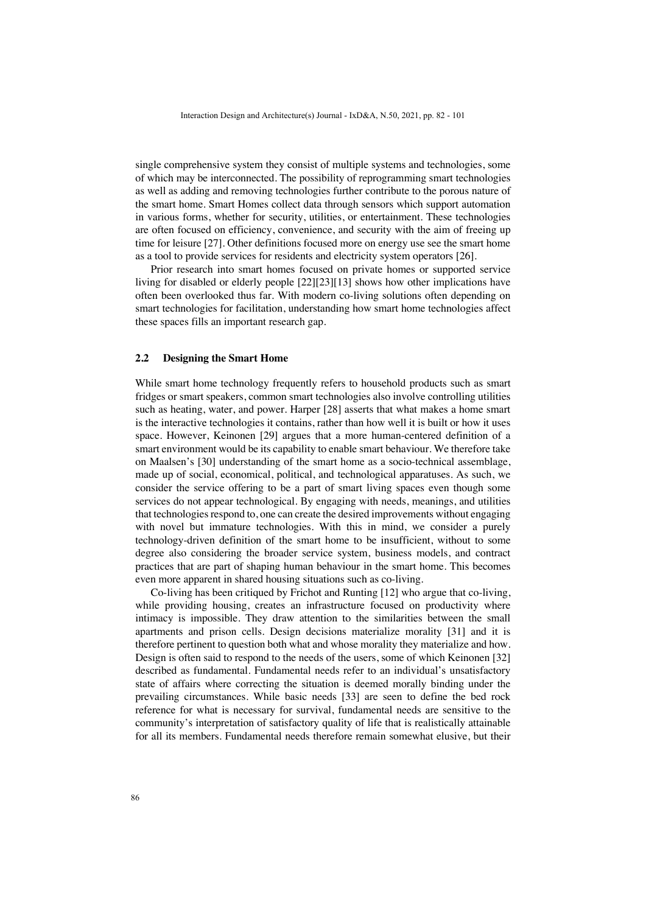single comprehensive system they consist of multiple systems and technologies, some of which may be interconnected. The possibility of reprogramming smart technologies as well as adding and removing technologies further contribute to the porous nature of the smart home. Smart Homes collect data through sensors which support automation in various forms, whether for security, utilities, or entertainment. These technologies are often focused on efficiency, convenience, and security with the aim of freeing up time for leisure [27]. Other definitions focused more on energy use see the smart home as a tool to provide services for residents and electricity system operators [26].

Prior research into smart homes focused on private homes or supported service living for disabled or elderly people [22][23][13] shows how other implications have often been overlooked thus far. With modern co-living solutions often depending on smart technologies for facilitation, understanding how smart home technologies affect these spaces fills an important research gap.

### 2.2 Designing the Smart Home

While smart home technology frequently refers to household products such as smart fridges or smart speakers, common smart technologies also involve controlling utilities such as heating, water, and power. Harper [28] asserts that what makes a home smart is the interactive technologies it contains, rather than how well it is built or how it uses space. However, Keinonen [29] argues that a more human-centered definition of a smart environment would be its capability to enable smart behaviour. We therefore take on Maalsen's [30] understanding of the smart home as a socio-technical assemblage, made up of social, economical, political, and technological apparatuses. As such, we consider the service offering to be a part of smart living spaces even though some services do not appear technological. By engaging with needs, meanings, and utilities that technologies respond to, one can create the desired improvements without engaging with novel but immature technologies. With this in mind, we consider a purely technology-driven definition of the smart home to be insufficient, without to some degree also considering the broader service system, business models, and contract practices that are part of shaping human behaviour in the smart home. This becomes even more apparent in shared housing situations such as co-living.

Co-living has been critiqued by Frichot and Runting [12] who argue that co-living, while providing housing, creates an infrastructure focused on productivity where intimacy is impossible. They draw attention to the similarities between the small apartments and prison cells. Design decisions materialize morality [31] and it is therefore pertinent to question both what and whose morality they materialize and how. Design is often said to respond to the needs of the users, some of which Keinonen [32] described as fundamental. Fundamental needs refer to an individual's unsatisfactory state of affairs where correcting the situation is deemed morally binding under the prevailing circumstances. While basic needs [33] are seen to define the bed rock reference for what is necessary for survival, fundamental needs are sensitive to the community's interpretation of satisfactory quality of life that is realistically attainable for all its members. Fundamental needs therefore remain somewhat elusive, but their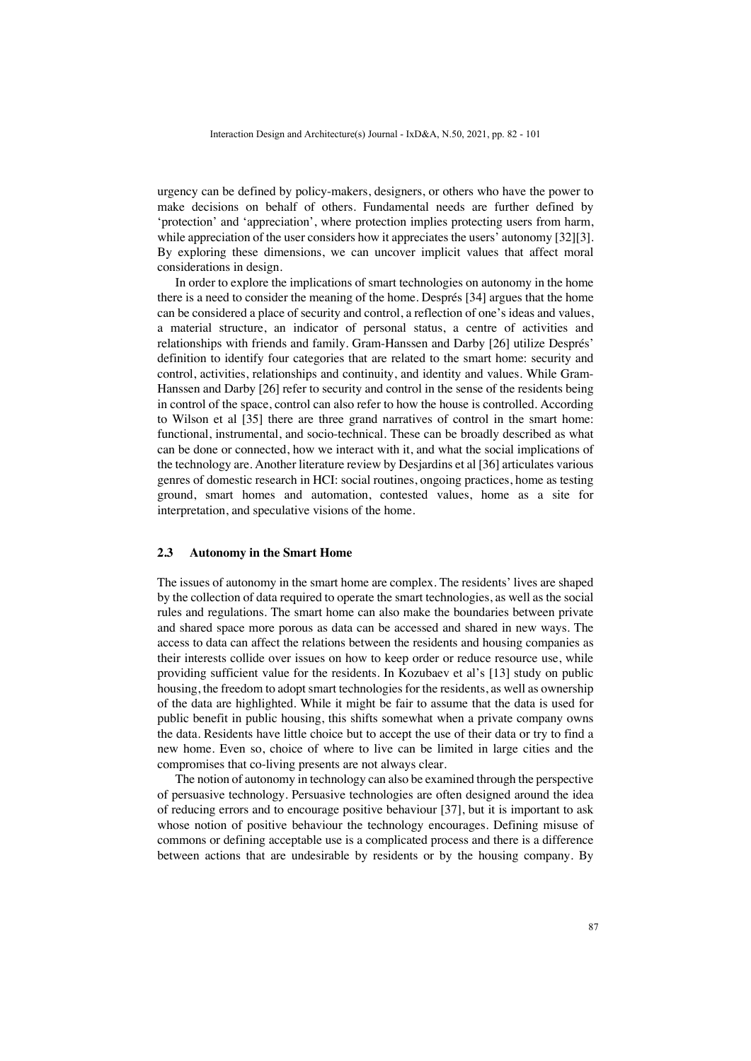urgency can be defined by policy-makers, designers, or others who have the power to make decisions on behalf of others. Fundamental needs are further defined by 'protection' and 'appreciation', where protection implies protecting users from harm, while appreciation of the user considers how it appreciates the users' autonomy [32][3]. By exploring these dimensions, we can uncover implicit values that affect moral considerations in design.

In order to explore the implications of smart technologies on autonomy in the home there is a need to consider the meaning of the home. Després [34] argues that the home can be considered a place of security and control, a reflection of one's ideas and values, a material structure, an indicator of personal status, a centre of activities and relationships with friends and family. Gram-Hanssen and Darby [26] utilize Després' definition to identify four categories that are related to the smart home: security and control, activities, relationships and continuity, and identity and values. While Gram-Hanssen and Darby [26] refer to security and control in the sense of the residents being in control of the space, control can also refer to how the house is controlled. According to Wilson et al [35] there are three grand narratives of control in the smart home: functional, instrumental, and socio-technical. These can be broadly described as what can be done or connected, how we interact with it, and what the social implications of the technology are. Another literature review by Desjardins et al [36] articulates various genres of domestic research in HCI: social routines, ongoing practices, home as testing ground, smart homes and automation, contested values, home as a site for interpretation, and speculative visions of the home.

### 2.3 Autonomy in the Smart Home

The issues of autonomy in the smart home are complex. The residents' lives are shaped by the collection of data required to operate the smart technologies, as well as the social rules and regulations. The smart home can also make the boundaries between private and shared space more porous as data can be accessed and shared in new ways. The access to data can affect the relations between the residents and housing companies as their interests collide over issues on how to keep order or reduce resource use, while providing sufficient value for the residents. In Kozubaev et al's [13] study on public housing, the freedom to adopt smart technologies for the residents, as well as ownership of the data are highlighted. While it might be fair to assume that the data is used for public benefit in public housing, this shifts somewhat when a private company owns the data. Residents have little choice but to accept the use of their data or try to find a new home. Even so, choice of where to live can be limited in large cities and the compromises that co-living presents are not always clear.

The notion of autonomy in technology can also be examined through the perspective of persuasive technology. Persuasive technologies are often designed around the idea of reducing errors and to encourage positive behaviour [37], but it is important to ask whose notion of positive behaviour the technology encourages. Defining misuse of commons or defining acceptable use is a complicated process and there is a difference between actions that are undesirable by residents or by the housing company. By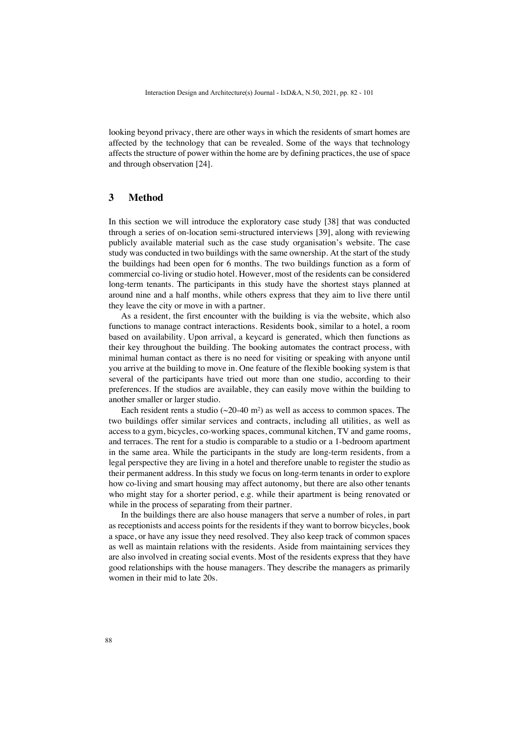looking beyond privacy, there are other ways in which the residents of smart homes are affected by the technology that can be revealed. Some of the ways that technology affects the structure of power within the home are by defining practices, the use of space and through observation [24].

## 3 Method

In this section we will introduce the exploratory case study [38] that was conducted through a series of on-location semi-structured interviews [39], along with reviewing publicly available material such as the case study organisation's website. The case study was conducted in two buildings with the same ownership. At the start of the study the buildings had been open for 6 months. The two buildings function as a form of commercial co-living or studio hotel. However, most of the residents can be considered long-term tenants. The participants in this study have the shortest stays planned at around nine and a half months, while others express that they aim to live there until they leave the city or move in with a partner.

As a resident, the first encounter with the building is via the website, which also functions to manage contract interactions. Residents book, similar to a hotel, a room based on availability. Upon arrival, a keycard is generated, which then functions as their key throughout the building. The booking automates the contract process, with minimal human contact as there is no need for visiting or speaking with anyone until you arrive at the building to move in. One feature of the flexible booking system is that several of the participants have tried out more than one studio, according to their preferences. If the studios are available, they can easily move within the building to another smaller or larger studio.

Each resident rents a studio (~20-40 m²) as well as access to common spaces. The two buildings offer similar services and contracts, including all utilities, as well as access to a gym, bicycles, co-working spaces, communal kitchen, TV and game rooms, and terraces. The rent for a studio is comparable to a studio or a 1-bedroom apartment in the same area. While the participants in the study are long-term residents, from a legal perspective they are living in a hotel and therefore unable to register the studio as their permanent address. In this study we focus on long-term tenants in order to explore how co-living and smart housing may affect autonomy, but there are also other tenants who might stay for a shorter period, e.g. while their apartment is being renovated or while in the process of separating from their partner.

In the buildings there are also house managers that serve a number of roles, in part as receptionists and access points for the residents if they want to borrow bicycles, book a space, or have any issue they need resolved. They also keep track of common spaces as well as maintain relations with the residents. Aside from maintaining services they are also involved in creating social events. Most of the residents express that they have good relationships with the house managers. They describe the managers as primarily women in their mid to late 20s.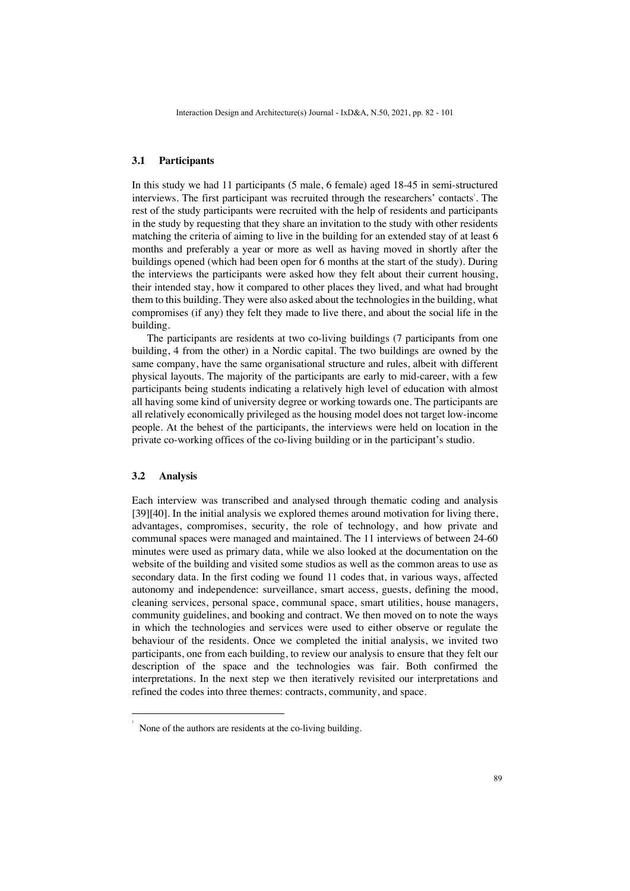### 3.1 Participants

In this study we had 11 participants (5 male, 6 female) aged 18-45 in semi-structured interviews. The first participant was recruited through the researchers' contacts[1]. The rest of the study participants were recruited with the help of residents and participants in the study by requesting that they share an invitation to the study with other residents matching the criteria of aiming to live in the building for an extended stay of at least 6 months and preferably a year or more as well as having moved in shortly after the buildings opened (which had been open for 6 months at the start of the study). During the interviews the participants were asked how they felt about their current housing, their intended stay, how it compared to other places they lived, and what had brought them to this building. They were also asked about the technologies in the building, what compromises (if any) they felt they made to live there, and about the social life in the building.

The participants are residents at two co-living buildings (7 participants from one building, 4 from the other) in a Nordic capital. The two buildings are owned by the same company, have the same organisational structure and rules, albeit with different physical layouts. The majority of the participants are early to mid-career, with a few participants being students indicating a relatively high level of education with almost all having some kind of university degree or working towards one. The participants are all relatively economically privileged as the housing model does not target low-income people. At the behest of the participants, the interviews were held on location in the private co-working offices of the co-living building or in the participant's studio.

### 3.2 Analysis

Each interview was transcribed and analysed through thematic coding and analysis [39][40]. In the initial analysis we explored themes around motivation for living there, advantages, compromises, security, the role of technology, and how private and communal spaces were managed and maintained. The 11 interviews of between 24-60 minutes were used as primary data, while we also looked at the documentation on the website of the building and visited some studios as well as the common areas to use as secondary data. In the first coding we found 11 codes that, in various ways, affected autonomy and independence: surveillance, smart access, guests, defining the mood, cleaning services, personal space, communal space, smart utilities, house managers, community guidelines, and booking and contract. We then moved on to note the ways in which the technologies and services were used to either observe or regulate the behaviour of the residents. Once we completed the initial analysis, we invited two participants, one from each building, to review our analysis to ensure that they felt our description of the space and the technologies was fair. Both confirmed the interpretations. In the next step we then iteratively revisited our interpretations and refined the codes into three themes: contracts, community, and space.

---

[1] None of the authors are residents at the co-living building.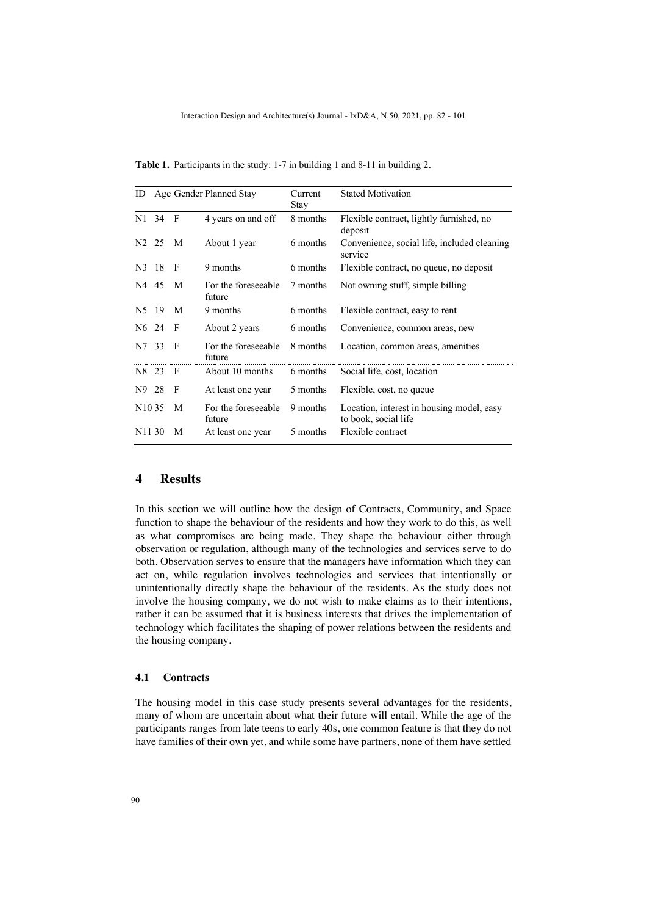**Table 1.** Participants in the study: 1-7 in building 1 and 8-11 in building 2.

| ID | Age | Gender | Planned Stay | Current Stay | Stated Motivation |
|---|---|---|---|---|---|
| N1 | 34 | F | 4 years on and off | 8 months | Flexible contract, lightly furnished, no deposit |
| N2 | 25 | M | About 1 year | 6 months | Convenience, social life, included cleaning service |
| N3 | 18 | F | 9 months | 6 months | Flexible contract, no queue, no deposit |
| N4 | 45 | M | For the foreseeable future | 7 months | Not owning stuff, simple billing |
| N5 | 19 | M | 9 months | 6 months | Flexible contract, easy to rent |
| N6 | 24 | F | About 2 years | 6 months | Convenience, common areas, new |
| N7 | 33 | F | For the foreseeable future | 8 months | Location, common areas, amenities |
| N8 | 23 | F | About 10 months | 6 months | Social life, cost, location |
| N9 | 28 | F | At least one year | 5 months | Flexible, cost, no queue |
| N10 | 35 | M | For the foreseeable future | 9 months | Location, interest in housing model, easy to book, social life |
| N11 | 30 | M | At least one year | 5 months | Flexible contract |

## 4 Results

In this section we will outline how the design of Contracts, Community, and Space function to shape the behaviour of the residents and how they work to do this, as well as what compromises are being made. They shape the behaviour either through observation or regulation, although many of the technologies and services serve to do both. Observation serves to ensure that the managers have information which they can act on, while regulation involves technologies and services that intentionally or unintentionally directly shape the behaviour of the residents. As the study does not involve the housing company, we do not wish to make claims as to their intentions, rather it can be assumed that it is business interests that drives the implementation of technology which facilitates the shaping of power relations between the residents and the housing company.

### 4.1 Contracts

The housing model in this case study presents several advantages for the residents, many of whom are uncertain about what their future will entail. While the age of the participants ranges from late teens to early 40s, one common feature is that they do not have families of their own yet, and while some have partners, none of them have settled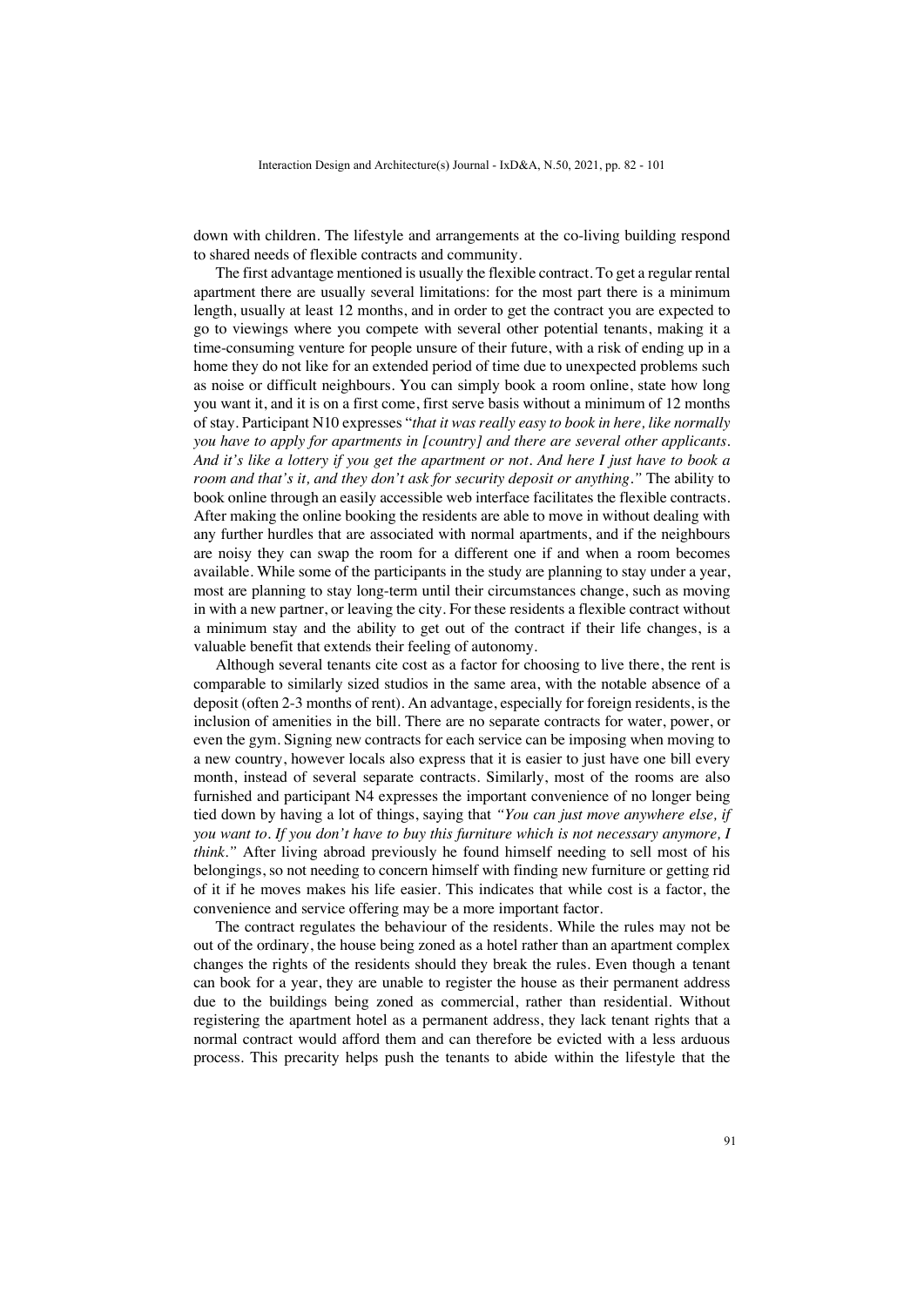down with children. The lifestyle and arrangements at the co-living building respond to shared needs of flexible contracts and community.

The first advantage mentioned is usually the flexible contract. To get a regular rental apartment there are usually several limitations: for the most part there is a minimum length, usually at least 12 months, and in order to get the contract you are expected to go to viewings where you compete with several other potential tenants, making it a time-consuming venture for people unsure of their future, with a risk of ending up in a home they do not like for an extended period of time due to unexpected problems such as noise or difficult neighbours. You can simply book a room online, state how long you want it, and it is on a first come, first serve basis without a minimum of 12 months of stay. Participant N10 expresses "*that it was really easy to book in here, like normally you have to apply for apartments in [country] and there are several other applicants. And it's like a lottery if you get the apartment or not. And here I just have to book a room and that's it, and they don't ask for security deposit or anything.*" The ability to book online through an easily accessible web interface facilitates the flexible contracts. After making the online booking the residents are able to move in without dealing with any further hurdles that are associated with normal apartments, and if the neighbours are noisy they can swap the room for a different one if and when a room becomes available. While some of the participants in the study are planning to stay under a year, most are planning to stay long-term until their circumstances change, such as moving in with a new partner, or leaving the city. For these residents a flexible contract without a minimum stay and the ability to get out of the contract if their life changes, is a valuable benefit that extends their feeling of autonomy.

Although several tenants cite cost as a factor for choosing to live there, the rent is comparable to similarly sized studios in the same area, with the notable absence of a deposit (often 2-3 months of rent). An advantage, especially for foreign residents, is the inclusion of amenities in the bill. There are no separate contracts for water, power, or even the gym. Signing new contracts for each service can be imposing when moving to a new country, however locals also express that it is easier to just have one bill every month, instead of several separate contracts. Similarly, most of the rooms are also furnished and participant N4 expresses the important convenience of no longer being tied down by having a lot of things, saying that *"You can just move anywhere else, if you want to. If you don't have to buy this furniture which is not necessary anymore, I think."* After living abroad previously he found himself needing to sell most of his belongings, so not needing to concern himself with finding new furniture or getting rid of it if he moves makes his life easier. This indicates that while cost is a factor, the convenience and service offering may be a more important factor.

The contract regulates the behaviour of the residents. While the rules may not be out of the ordinary, the house being zoned as a hotel rather than an apartment complex changes the rights of the residents should they break the rules. Even though a tenant can book for a year, they are unable to register the house as their permanent address due to the buildings being zoned as commercial, rather than residential. Without registering the apartment hotel as a permanent address, they lack tenant rights that a normal contract would afford them and can therefore be evicted with a less arduous process. This precarity helps push the tenants to abide within the lifestyle that the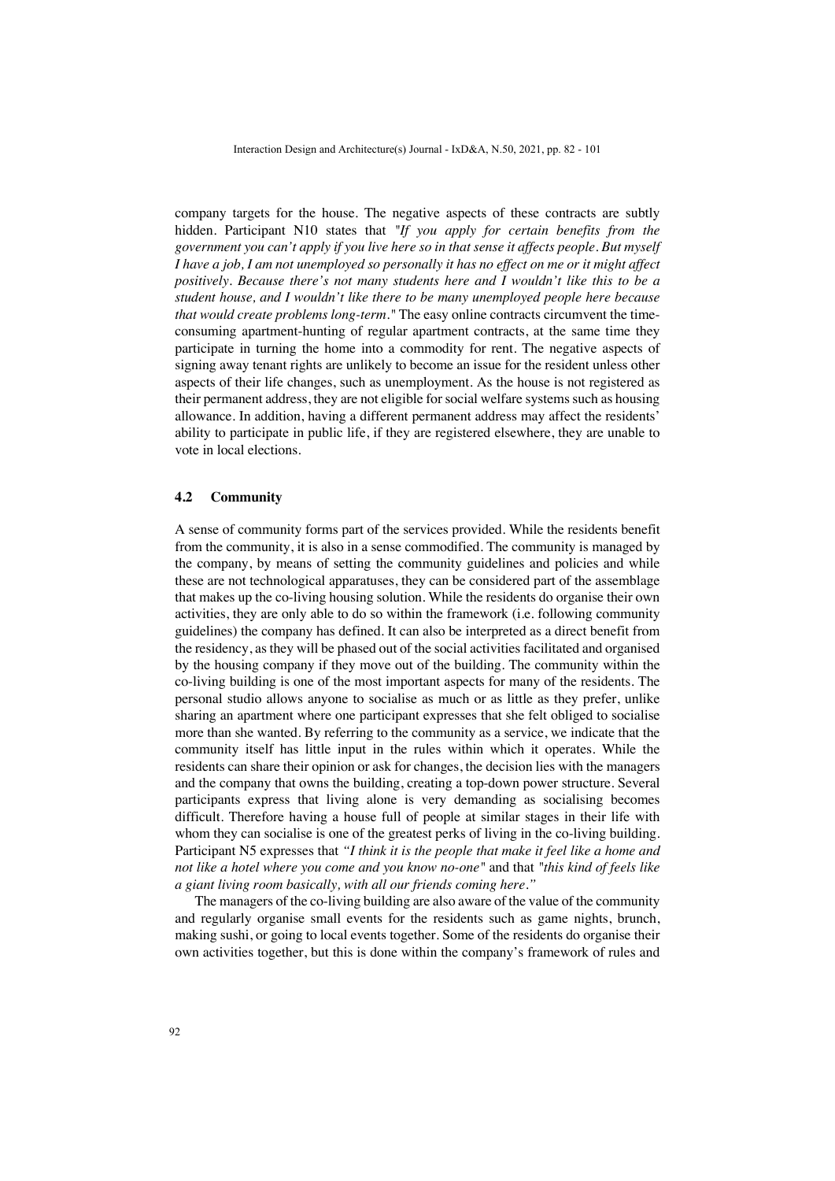company targets for the house. The negative aspects of these contracts are subtly hidden. Participant N10 states that *"If you apply for certain benefits from the government you can't apply if you live here so in that sense it affects people. But myself I have a job, I am not unemployed so personally it has no effect on me or it might affect positively. Because there's not many students here and I wouldn't like this to be a student house, and I wouldn't like there to be many unemployed people here because that would create problems long-term."* The easy online contracts circumvent the time-consuming apartment-hunting of regular apartment contracts, at the same time they participate in turning the home into a commodity for rent. The negative aspects of signing away tenant rights are unlikely to become an issue for the resident unless other aspects of their life changes, such as unemployment. As the house is not registered as their permanent address, they are not eligible for social welfare systems such as housing allowance. In addition, having a different permanent address may affect the residents' ability to participate in public life, if they are registered elsewhere, they are unable to vote in local elections.

### 4.2 Community

A sense of community forms part of the services provided. While the residents benefit from the community, it is also in a sense commodified. The community is managed by the company, by means of setting the community guidelines and policies and while these are not technological apparatuses, they can be considered part of the assemblage that makes up the co-living housing solution. While the residents do organise their own activities, they are only able to do so within the framework (i.e. following community guidelines) the company has defined. It can also be interpreted as a direct benefit from the residency, as they will be phased out of the social activities facilitated and organised by the housing company if they move out of the building. The community within the co-living building is one of the most important aspects for many of the residents. The personal studio allows anyone to socialise as much or as little as they prefer, unlike sharing an apartment where one participant expresses that she felt obliged to socialise more than she wanted. By referring to the community as a service, we indicate that the community itself has little input in the rules within which it operates. While the residents can share their opinion or ask for changes, the decision lies with the managers and the company that owns the building, creating a top-down power structure. Several participants express that living alone is very demanding as socialising becomes difficult. Therefore having a house full of people at similar stages in their life with whom they can socialise is one of the greatest perks of living in the co-living building. Participant N5 expresses that *"I think it is the people that make it feel like a home and not like a hotel where you come and you know no-one"* and that *"this kind of feels like a giant living room basically, with all our friends coming here."*

The managers of the co-living building are also aware of the value of the community and regularly organise small events for the residents such as game nights, brunch, making sushi, or going to local events together. Some of the residents do organise their own activities together, but this is done within the company's framework of rules and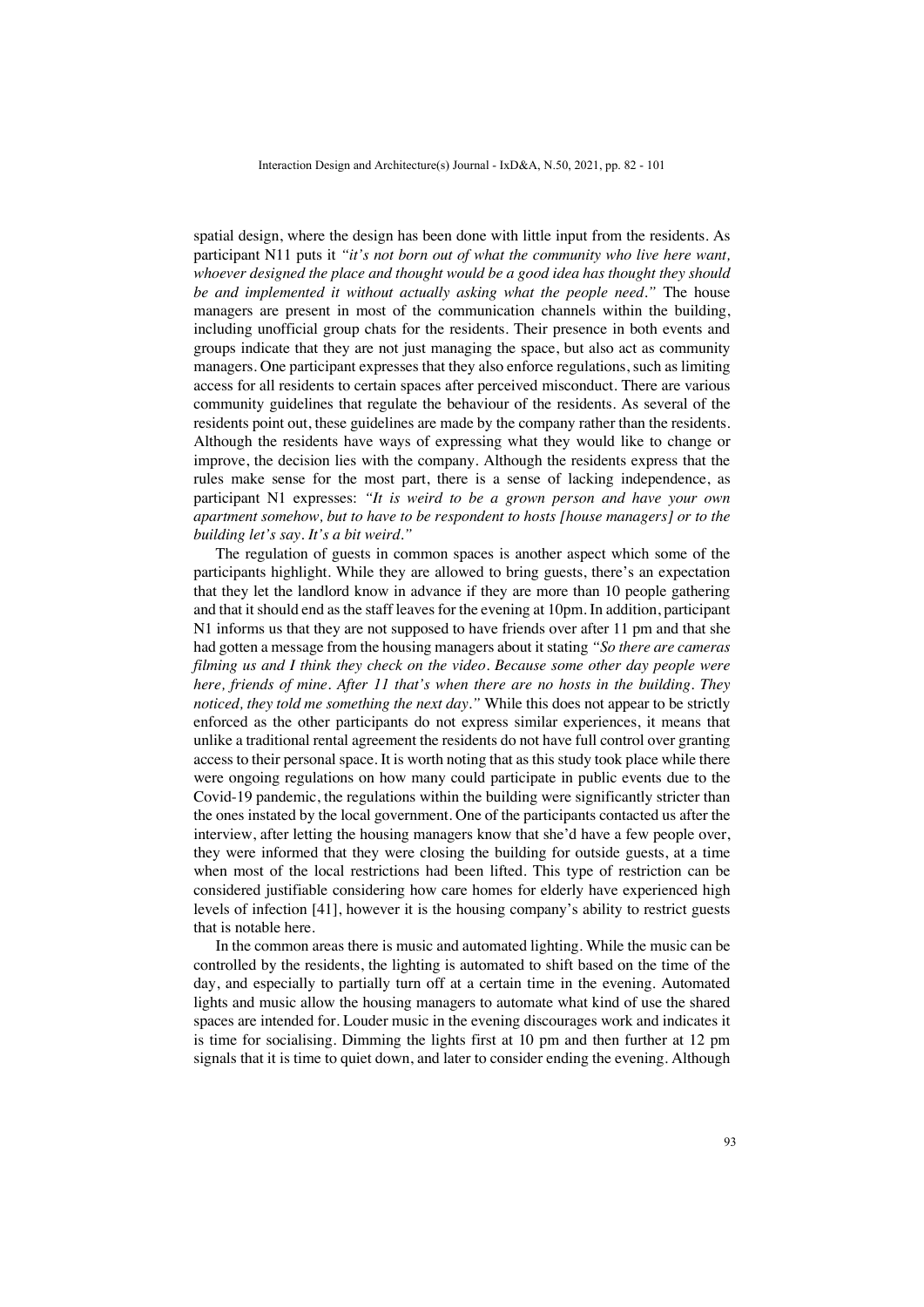spatial design, where the design has been done with little input from the residents. As participant N11 puts it *"it's not born out of what the community who live here want, whoever designed the place and thought would be a good idea has thought they should be and implemented it without actually asking what the people need."* The house managers are present in most of the communication channels within the building, including unofficial group chats for the residents. Their presence in both events and groups indicate that they are not just managing the space, but also act as community managers. One participant expresses that they also enforce regulations, such as limiting access for all residents to certain spaces after perceived misconduct. There are various community guidelines that regulate the behaviour of the residents. As several of the residents point out, these guidelines are made by the company rather than the residents. Although the residents have ways of expressing what they would like to change or improve, the decision lies with the company. Although the residents express that the rules make sense for the most part, there is a sense of lacking independence, as participant N1 expresses: *"It is weird to be a grown person and have your own apartment somehow, but to have to be respondent to hosts [house managers] or to the building let's say. It's a bit weird."*

The regulation of guests in common spaces is another aspect which some of the participants highlight. While they are allowed to bring guests, there's an expectation that they let the landlord know in advance if they are more than 10 people gathering and that it should end as the staff leaves for the evening at 10pm. In addition, participant N1 informs us that they are not supposed to have friends over after 11 pm and that she had gotten a message from the housing managers about it stating *"So there are cameras filming us and I think they check on the video. Because some other day people were here, friends of mine. After 11 that's when there are no hosts in the building. They noticed, they told me something the next day."* While this does not appear to be strictly enforced as the other participants do not express similar experiences, it means that unlike a traditional rental agreement the residents do not have full control over granting access to their personal space. It is worth noting that as this study took place while there were ongoing regulations on how many could participate in public events due to the Covid-19 pandemic, the regulations within the building were significantly stricter than the ones instated by the local government. One of the participants contacted us after the interview, after letting the housing managers know that she'd have a few people over, they were informed that they were closing the building for outside guests, at a time when most of the local restrictions had been lifted. This type of restriction can be considered justifiable considering how care homes for elderly have experienced high levels of infection [41], however it is the housing company's ability to restrict guests that is notable here.

In the common areas there is music and automated lighting. While the music can be controlled by the residents, the lighting is automated to shift based on the time of the day, and especially to partially turn off at a certain time in the evening. Automated lights and music allow the housing managers to automate what kind of use the shared spaces are intended for. Louder music in the evening discourages work and indicates it is time for socialising. Dimming the lights first at 10 pm and then further at 12 pm signals that it is time to quiet down, and later to consider ending the evening. Although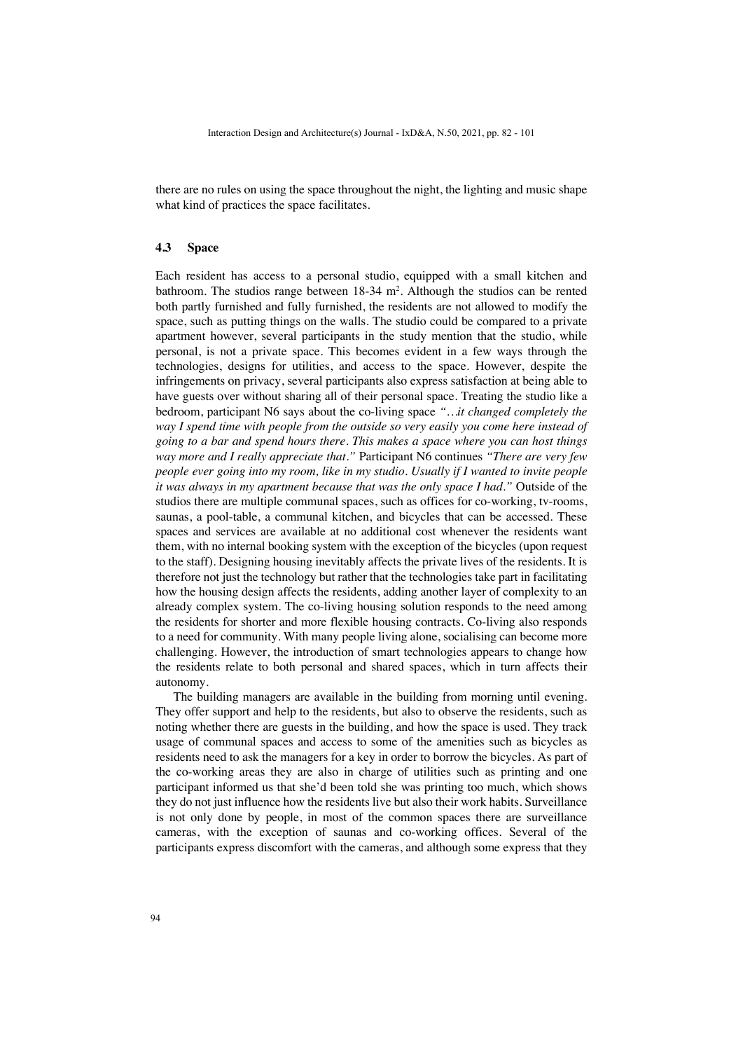there are no rules on using the space throughout the night, the lighting and music shape what kind of practices the space facilitates.

### 4.3 Space

Each resident has access to a personal studio, equipped with a small kitchen and bathroom. The studios range between 18-34 $m^2$. Although the studios can be rented both partly furnished and fully furnished, the residents are not allowed to modify the space, such as putting things on the walls. The studio could be compared to a private apartment however, several participants in the study mention that the studio, while personal, is not a private space. This becomes evident in a few ways through the technologies, designs for utilities, and access to the space. However, despite the infringements on privacy, several participants also express satisfaction at being able to have guests over without sharing all of their personal space. Treating the studio like a bedroom, participant N6 says about the co-living space *"…it changed completely the way I spend time with people from the outside so very easily you come here instead of going to a bar and spend hours there. This makes a space where you can host things way more and I really appreciate that."* Participant N6 continues *"There are very few people ever going into my room, like in my studio. Usually if I wanted to invite people it was always in my apartment because that was the only space I had."* Outside of the studios there are multiple communal spaces, such as offices for co-working, tv-rooms, saunas, a pool-table, a communal kitchen, and bicycles that can be accessed. These spaces and services are available at no additional cost whenever the residents want them, with no internal booking system with the exception of the bicycles (upon request to the staff). Designing housing inevitably affects the private lives of the residents. It is therefore not just the technology but rather that the technologies take part in facilitating how the housing design affects the residents, adding another layer of complexity to an already complex system. The co-living housing solution responds to the need among the residents for shorter and more flexible housing contracts. Co-living also responds to a need for community. With many people living alone, socialising can become more challenging. However, the introduction of smart technologies appears to change how the residents relate to both personal and shared spaces, which in turn affects their autonomy.

The building managers are available in the building from morning until evening. They offer support and help to the residents, but also to observe the residents, such as noting whether there are guests in the building, and how the space is used. They track usage of communal spaces and access to some of the amenities such as bicycles as residents need to ask the managers for a key in order to borrow the bicycles. As part of the co-working areas they are also in charge of utilities such as printing and one participant informed us that she'd been told she was printing too much, which shows they do not just influence how the residents live but also their work habits. Surveillance is not only done by people, in most of the common spaces there are surveillance cameras, with the exception of saunas and co-working offices. Several of the participants express discomfort with the cameras, and although some express that they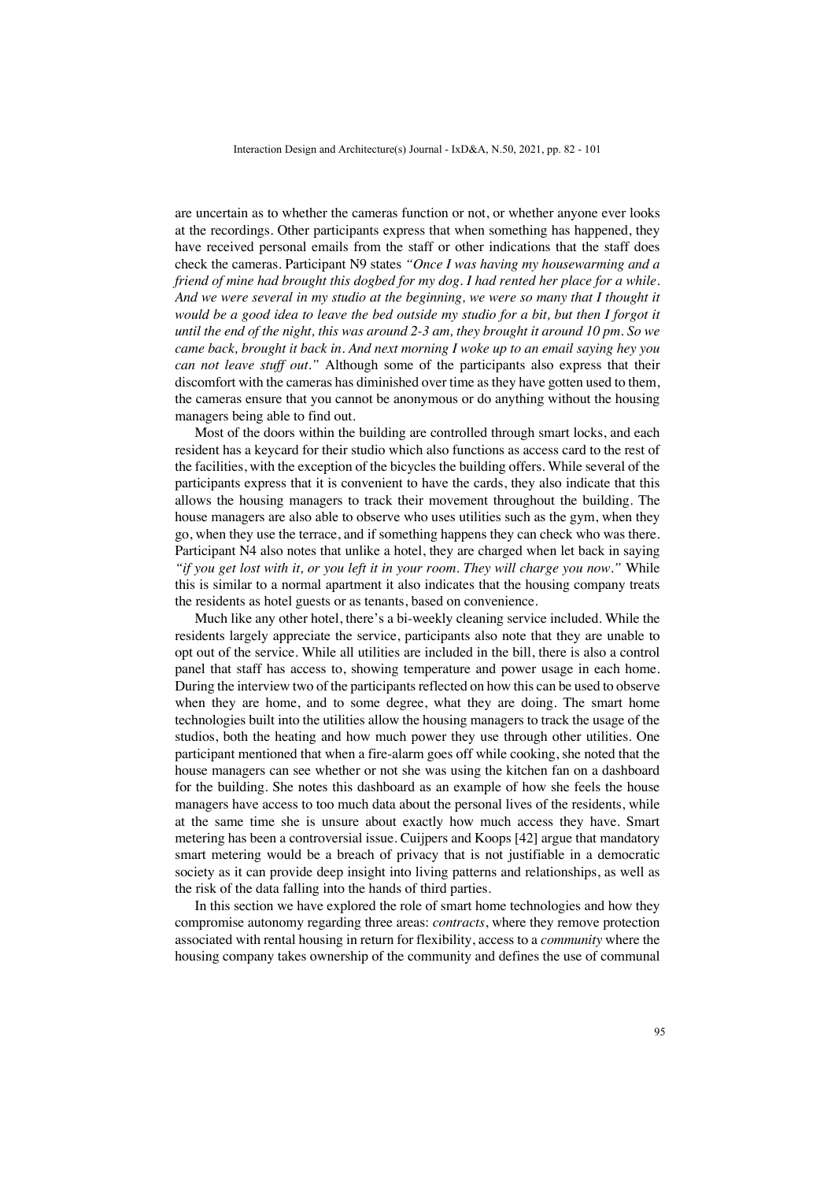are uncertain as to whether the cameras function or not, or whether anyone ever looks at the recordings. Other participants express that when something has happened, they have received personal emails from the staff or other indications that the staff does check the cameras. Participant N9 states *"Once I was having my housewarming and a friend of mine had brought this dogbed for my dog. I had rented her place for a while. And we were several in my studio at the beginning, we were so many that I thought it would be a good idea to leave the bed outside my studio for a bit, but then I forgot it until the end of the night, this was around 2-3 am, they brought it around 10 pm. So we came back, brought it back in. And next morning I woke up to an email saying hey you can not leave stuff out."* Although some of the participants also express that their discomfort with the cameras has diminished over time as they have gotten used to them, the cameras ensure that you cannot be anonymous or do anything without the housing managers being able to find out.

Most of the doors within the building are controlled through smart locks, and each resident has a keycard for their studio which also functions as access card to the rest of the facilities, with the exception of the bicycles the building offers. While several of the participants express that it is convenient to have the cards, they also indicate that this allows the housing managers to track their movement throughout the building. The house managers are also able to observe who uses utilities such as the gym, when they go, when they use the terrace, and if something happens they can check who was there. Participant N4 also notes that unlike a hotel, they are charged when let back in saying *"if you get lost with it, or you left it in your room. They will charge you now."* While this is similar to a normal apartment it also indicates that the housing company treats the residents as hotel guests or as tenants, based on convenience.

Much like any other hotel, there's a bi-weekly cleaning service included. While the residents largely appreciate the service, participants also note that they are unable to opt out of the service. While all utilities are included in the bill, there is also a control panel that staff has access to, showing temperature and power usage in each home. During the interview two of the participants reflected on how this can be used to observe when they are home, and to some degree, what they are doing. The smart home technologies built into the utilities allow the housing managers to track the usage of the studios, both the heating and how much power they use through other utilities. One participant mentioned that when a fire-alarm goes off while cooking, she noted that the house managers can see whether or not she was using the kitchen fan on a dashboard for the building. She notes this dashboard as an example of how she feels the house managers have access to too much data about the personal lives of the residents, while at the same time she is unsure about exactly how much access they have. Smart metering has been a controversial issue. Cuijpers and Koops [42] argue that mandatory smart metering would be a breach of privacy that is not justifiable in a democratic society as it can provide deep insight into living patterns and relationships, as well as the risk of the data falling into the hands of third parties.

In this section we have explored the role of smart home technologies and how they compromise autonomy regarding three areas: *contracts*, where they remove protection associated with rental housing in return for flexibility, access to a *community* where the housing company takes ownership of the community and defines the use of communal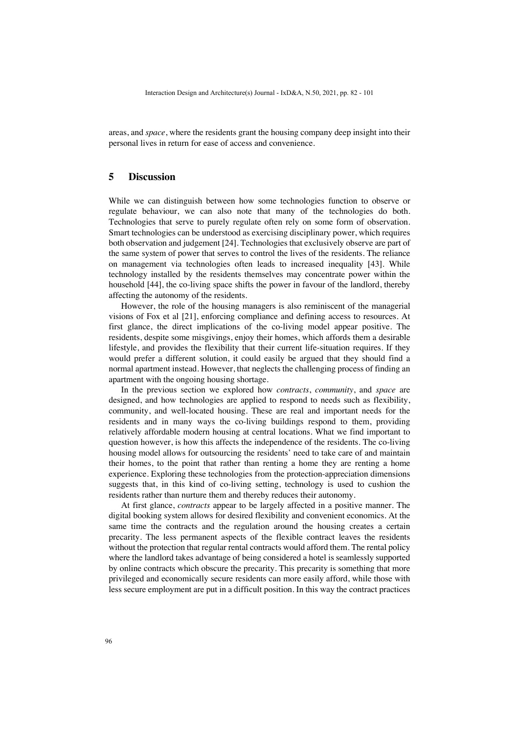areas, and *space*, where the residents grant the housing company deep insight into their personal lives in return for ease of access and convenience.

## 5 Discussion

While we can distinguish between how some technologies function to observe or regulate behaviour, we can also note that many of the technologies do both. Technologies that serve to purely regulate often rely on some form of observation. Smart technologies can be understood as exercising disciplinary power, which requires both observation and judgement [24]. Technologies that exclusively observe are part of the same system of power that serves to control the lives of the residents. The reliance on management via technologies often leads to increased inequality [43]. While technology installed by the residents themselves may concentrate power within the household [44], the co-living space shifts the power in favour of the landlord, thereby affecting the autonomy of the residents.

However, the role of the housing managers is also reminiscent of the managerial visions of Fox et al [21], enforcing compliance and defining access to resources. At first glance, the direct implications of the co-living model appear positive. The residents, despite some misgivings, enjoy their homes, which affords them a desirable lifestyle, and provides the flexibility that their current life-situation requires. If they would prefer a different solution, it could easily be argued that they should find a normal apartment instead. However, that neglects the challenging process of finding an apartment with the ongoing housing shortage.

In the previous section we explored how *contracts*, *community*, and *space* are designed, and how technologies are applied to respond to needs such as flexibility, community, and well-located housing. These are real and important needs for the residents and in many ways the co-living buildings respond to them, providing relatively affordable modern housing at central locations. What we find important to question however, is how this affects the independence of the residents. The co-living housing model allows for outsourcing the residents' need to take care of and maintain their homes, to the point that rather than renting a home they are renting a home experience. Exploring these technologies from the protection-appreciation dimensions suggests that, in this kind of co-living setting, technology is used to cushion the residents rather than nurture them and thereby reduces their autonomy.

At first glance, *contracts* appear to be largely affected in a positive manner. The digital booking system allows for desired flexibility and convenient economics. At the same time the contracts and the regulation around the housing creates a certain precarity. The less permanent aspects of the flexible contract leaves the residents without the protection that regular rental contracts would afford them. The rental policy where the landlord takes advantage of being considered a hotel is seamlessly supported by online contracts which obscure the precarity. This precarity is something that more privileged and economically secure residents can more easily afford, while those with less secure employment are put in a difficult position. In this way the contract practices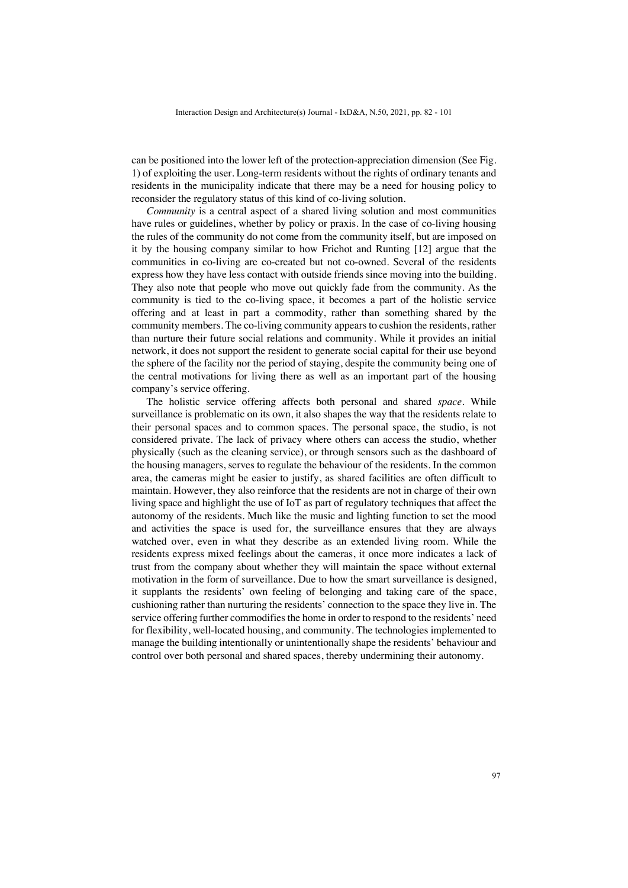can be positioned into the lower left of the protection-appreciation dimension (See Fig. 1) of exploiting the user. Long-term residents without the rights of ordinary tenants and residents in the municipality indicate that there may be a need for housing policy to reconsider the regulatory status of this kind of co-living solution.

*Community* is a central aspect of a shared living solution and most communities have rules or guidelines, whether by policy or praxis. In the case of co-living housing the rules of the community do not come from the community itself, but are imposed on it by the housing company similar to how Frichot and Runting [12] argue that the communities in co-living are co-created but not co-owned. Several of the residents express how they have less contact with outside friends since moving into the building. They also note that people who move out quickly fade from the community. As the community is tied to the co-living space, it becomes a part of the holistic service offering and at least in part a commodity, rather than something shared by the community members. The co-living community appears to cushion the residents, rather than nurture their future social relations and community. While it provides an initial network, it does not support the resident to generate social capital for their use beyond the sphere of the facility nor the period of staying, despite the community being one of the central motivations for living there as well as an important part of the housing company's service offering.

The holistic service offering affects both personal and shared *space*. While surveillance is problematic on its own, it also shapes the way that the residents relate to their personal spaces and to common spaces. The personal space, the studio, is not considered private. The lack of privacy where others can access the studio, whether physically (such as the cleaning service), or through sensors such as the dashboard of the housing managers, serves to regulate the behaviour of the residents. In the common area, the cameras might be easier to justify, as shared facilities are often difficult to maintain. However, they also reinforce that the residents are not in charge of their own living space and highlight the use of IoT as part of regulatory techniques that affect the autonomy of the residents. Much like the music and lighting function to set the mood and activities the space is used for, the surveillance ensures that they are always watched over, even in what they describe as an extended living room. While the residents express mixed feelings about the cameras, it once more indicates a lack of trust from the company about whether they will maintain the space without external motivation in the form of surveillance. Due to how the smart surveillance is designed, it supplants the residents' own feeling of belonging and taking care of the space, cushioning rather than nurturing the residents' connection to the space they live in. The service offering further commodifies the home in order to respond to the residents' need for flexibility, well-located housing, and community. The technologies implemented to manage the building intentionally or unintentionally shape the residents' behaviour and control over both personal and shared spaces, thereby undermining their autonomy.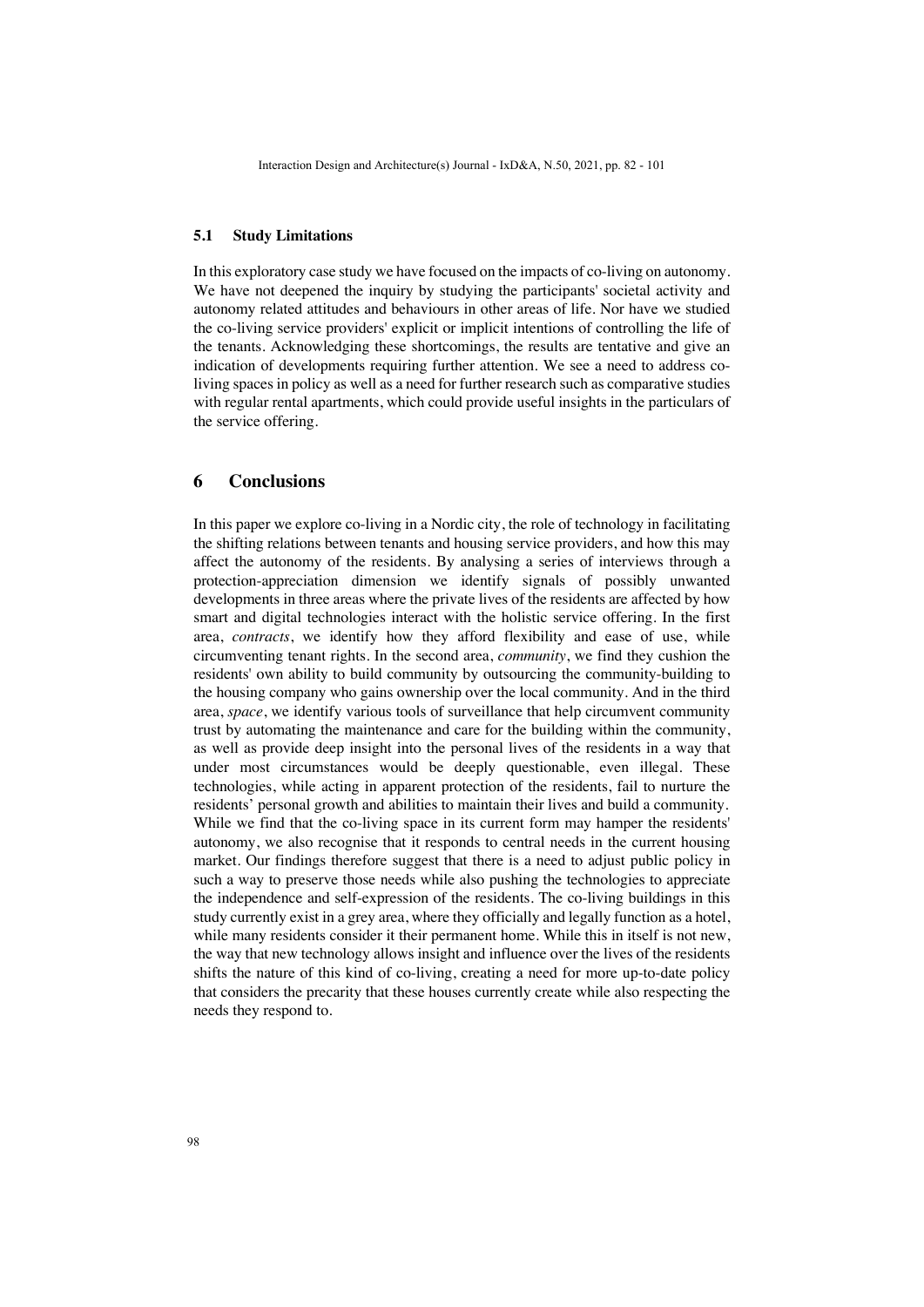### 5.1 Study Limitations

In this exploratory case study we have focused on the impacts of co-living on autonomy. We have not deepened the inquiry by studying the participants' societal activity and autonomy related attitudes and behaviours in other areas of life. Nor have we studied the co-living service providers' explicit or implicit intentions of controlling the life of the tenants. Acknowledging these shortcomings, the results are tentative and give an indication of developments requiring further attention. We see a need to address co-living spaces in policy as well as a need for further research such as comparative studies with regular rental apartments, which could provide useful insights in the particulars of the service offering.

## 6 Conclusions

In this paper we explore co-living in a Nordic city, the role of technology in facilitating the shifting relations between tenants and housing service providers, and how this may affect the autonomy of the residents. By analysing a series of interviews through a protection-appreciation dimension we identify signals of possibly unwanted developments in three areas where the private lives of the residents are affected by how smart and digital technologies interact with the holistic service offering. In the first area, *contracts*, we identify how they afford flexibility and ease of use, while circumventing tenant rights. In the second area, *community*, we find they cushion the residents' own ability to build community by outsourcing the community-building to the housing company who gains ownership over the local community. And in the third area, *space*, we identify various tools of surveillance that help circumvent community trust by automating the maintenance and care for the building within the community, as well as provide deep insight into the personal lives of the residents in a way that under most circumstances would be deeply questionable, even illegal. These technologies, while acting in apparent protection of the residents, fail to nurture the residents' personal growth and abilities to maintain their lives and build a community. While we find that the co-living space in its current form may hamper the residents' autonomy, we also recognise that it responds to central needs in the current housing market. Our findings therefore suggest that there is a need to adjust public policy in such a way to preserve those needs while also pushing the technologies to appreciate the independence and self-expression of the residents. The co-living buildings in this study currently exist in a grey area, where they officially and legally function as a hotel, while many residents consider it their permanent home. While this in itself is not new, the way that new technology allows insight and influence over the lives of the residents shifts the nature of this kind of co-living, creating a need for more up-to-date policy that considers the precarity that these houses currently create while also respecting the needs they respond to.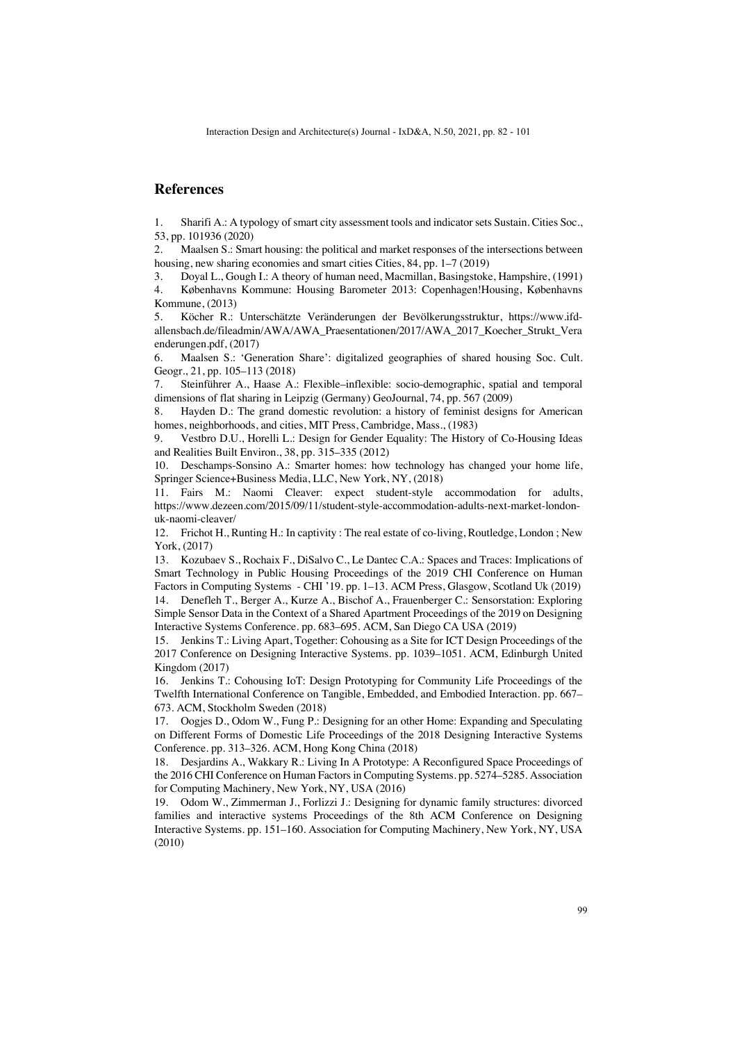## References

1. Sharifi A.: A typology of smart city assessment tools and indicator sets Sustain. Cities Soc., 53, pp. 101936 (2020)
2. Maalsen S.: Smart housing: the political and market responses of the intersections between housing, new sharing economies and smart cities Cities, 84, pp. 1–7 (2019)
3. Doyal L., Gough I.: A theory of human need, Macmillan, Basingstoke, Hampshire, (1991)
4. Københavns Kommune: Housing Barometer 2013: Copenhagen!Housing, Københavns Kommune, (2013)
5. Köcher R.: Unterschätzte Veränderungen der Bevölkerungsstruktur, https://www.ifd-allensbach.de/fileadmin/AWA/AWA_Praesentationen/2017/AWA_2017_Koecher_Strukt_Veraenderungen.pdf, (2017)
6. Maalsen S.: 'Generation Share': digitalized geographies of shared housing Soc. Cult. Geogr., 21, pp. 105–113 (2018)
7. Steinführer A., Haase A.: Flexible–inflexible: socio-demographic, spatial and temporal dimensions of flat sharing in Leipzig (Germany) GeoJournal, 74, pp. 567 (2009)
8. Hayden D.: The grand domestic revolution: a history of feminist designs for American homes, neighborhoods, and cities, MIT Press, Cambridge, Mass., (1983)
9. Vestbro D.U., Horelli L.: Design for Gender Equality: The History of Co-Housing Ideas and Realities Built Environ., 38, pp. 315–335 (2012)
10. Deschamps-Sonsino A.: Smarter homes: how technology has changed your home life, Springer Science+Business Media, LLC, New York, NY, (2018)
11. Fairs M.: Naomi Cleaver: expect student-style accommodation for adults, https://www.dezeen.com/2015/09/11/student-style-accommodation-adults-next-market-london-uk-naomi-cleaver/
12. Frichot H., Runting H.: In captivity : The real estate of co-living, Routledge, London ; New York, (2017)
13. Kozubaev S., Rochaix F., DiSalvo C., Le Dantec C.A.: Spaces and Traces: Implications of Smart Technology in Public Housing Proceedings of the 2019 CHI Conference on Human Factors in Computing Systems - CHI '19. pp. 1–13. ACM Press, Glasgow, Scotland Uk (2019)
14. Denefleh T., Berger A., Kurze A., Bischof A., Frauenberger C.: Sensorstation: Exploring Simple Sensor Data in the Context of a Shared Apartment Proceedings of the 2019 on Designing Interactive Systems Conference. pp. 683–695. ACM, San Diego CA USA (2019)
15. Jenkins T.: Living Apart, Together: Cohousing as a Site for ICT Design Proceedings of the 2017 Conference on Designing Interactive Systems. pp. 1039–1051. ACM, Edinburgh United Kingdom (2017)
16. Jenkins T.: Cohousing IoT: Design Prototyping for Community Life Proceedings of the Twelfth International Conference on Tangible, Embedded, and Embodied Interaction. pp. 667–673. ACM, Stockholm Sweden (2018)
17. Oogjes D., Odom W., Fung P.: Designing for an other Home: Expanding and Speculating on Different Forms of Domestic Life Proceedings of the 2018 Designing Interactive Systems Conference. pp. 313–326. ACM, Hong Kong China (2018)
18. Desjardins A., Wakkary R.: Living In A Prototype: A Reconfigured Space Proceedings of the 2016 CHI Conference on Human Factors in Computing Systems. pp. 5274–5285. Association for Computing Machinery, New York, NY, USA (2016)
19. Odom W., Zimmerman J., Forlizzi J.: Designing for dynamic family structures: divorced families and interactive systems Proceedings of the 8th ACM Conference on Designing Interactive Systems. pp. 151–160. Association for Computing Machinery, New York, NY, USA (2010)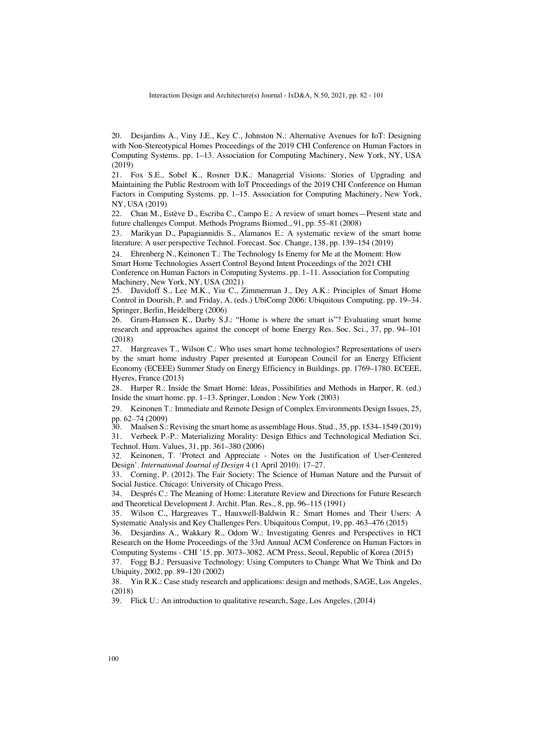20. Desjardins A., Viny J.E., Key C., Johnston N.: Alternative Avenues for IoT: Designing with Non-Stereotypical Homes Proceedings of the 2019 CHI Conference on Human Factors in Computing Systems. pp. 1–13. Association for Computing Machinery, New York, NY, USA (2019)

21. Fox S.E., Sobel K., Rosner D.K.: Managerial Visions: Stories of Upgrading and Maintaining the Public Restroom with IoT Proceedings of the 2019 CHI Conference on Human Factors in Computing Systems. pp. 1–15. Association for Computing Machinery, New York, NY, USA (2019)

22. Chan M., Estève D., Escriba C., Campo E.: A review of smart homes—Present state and future challenges Comput. Methods Programs Biomed., 91, pp. 55–81 (2008)

23. Marikyan D., Papagiannidis S., Alamanos E.: A systematic review of the smart home literature: A user perspective Technol. Forecast. Soc. Change, 138, pp. 139–154 (2019)

24. Ehrenberg N., Keinonen T.: The Technology Is Enemy for Me at the Moment: How Smart Home Technologies Assert Control Beyond Intent Proceedings of the 2021 CHI Conference on Human Factors in Computing Systems. pp. 1–11. Association for Computing Machinery, New York, NY, USA (2021)

25. Davidoff S., Lee M.K., Yiu C., Zimmerman J., Dey A.K.: Principles of Smart Home Control in Dourish, P. and Friday, A. (eds.) UbiComp 2006: Ubiquitous Computing. pp. 19–34. Springer, Berlin, Heidelberg (2006)

26. Gram-Hanssen K., Darby S.J.: "Home is where the smart is"? Evaluating smart home research and approaches against the concept of home Energy Res. Soc. Sci., 37, pp. 94–101 (2018)

27. Hargreaves T., Wilson C.: Who uses smart home technologies? Representations of users by the smart home industry Paper presented at European Council for an Energy Efficient Economy (ECEEE) Summer Study on Energy Efficiency in Buildings. pp. 1769–1780. ECEEE, Hyeres, France (2013)

28. Harper R.: Inside the Smart Home: Ideas, Possibilities and Methods in Harper, R. (ed.) Inside the smart home. pp. 1–13. Springer, London ; New York (2003)

29. Keinonen T.: Immediate and Remote Design of Complex Environments Design Issues, 25, pp. 62–74 (2009)

30. Maalsen S.: Revising the smart home as assemblage Hous. Stud., 35, pp. 1534–1549 (2019)

31. Verbeek P.-P.: Materializing Morality: Design Ethics and Technological Mediation Sci. Technol. Hum. Values, 31, pp. 361–380 (2006)

32. Keinonen, T. 'Protect and Appreciate - Notes on the Justification of User-Centered Design'. *International Journal of Design* 4 (1 April 2010): 17–27.

33. Corning, P. (2012). The Fair Society: The Science of Human Nature and the Pursuit of Social Justice. Chicago: University of Chicago Press.

34. Després C.: The Meaning of Home: Literature Review and Directions for Future Research and Theoretical Development J. Archit. Plan. Res., 8, pp. 96–115 (1991)

35. Wilson C., Hargreaves T., Hauxwell-Baldwin R.: Smart Homes and Their Users: A Systematic Analysis and Key Challenges Pers. Ubiquitous Comput, 19, pp. 463–476 (2015)

36. Desjardins A., Wakkary R., Odom W.: Investigating Genres and Perspectives in HCI Research on the Home Proceedings of the 33rd Annual ACM Conference on Human Factors in Computing Systems - CHI '15. pp. 3073–3082. ACM Press, Seoul, Republic of Korea (2015)

37. Fogg B.J.: Persuasive Technology: Using Computers to Change What We Think and Do Ubiquity, 2002, pp. 89–120 (2002)

38. Yin R.K.: Case study research and applications: design and methods, SAGE, Los Angeles, (2018)

39. Flick U.: An introduction to qualitative research, Sage, Los Angeles, (2014)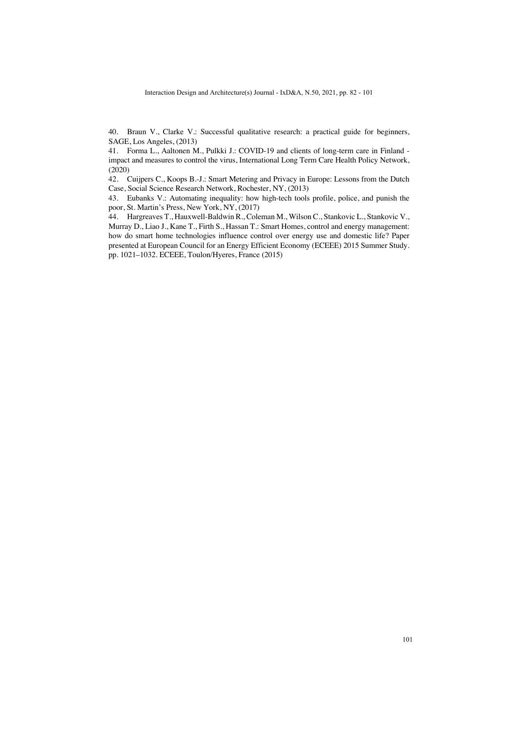40. Braun V., Clarke V.: Successful qualitative research: a practical guide for beginners, SAGE, Los Angeles, (2013)

41. Forma L., Aaltonen M., Pulkki J.: COVID-19 and clients of long-term care in Finland - impact and measures to control the virus, International Long Term Care Health Policy Network, (2020)

42. Cuijpers C., Koops B.-J.: Smart Metering and Privacy in Europe: Lessons from the Dutch Case, Social Science Research Network, Rochester, NY, (2013)

43. Eubanks V.: Automating inequality: how high-tech tools profile, police, and punish the poor, St. Martin's Press, New York, NY, (2017)

44. Hargreaves T., Hauxwell-Baldwin R., Coleman M., Wilson C., Stankovic L., Stankovic V., Murray D., Liao J., Kane T., Firth S., Hassan T.: Smart Homes, control and energy management: how do smart home technologies influence control over energy use and domestic life? Paper presented at European Council for an Energy Efficient Economy (ECEEE) 2015 Summer Study. pp. 1021–1032. ECEEE, Toulon/Hyeres, France (2015)